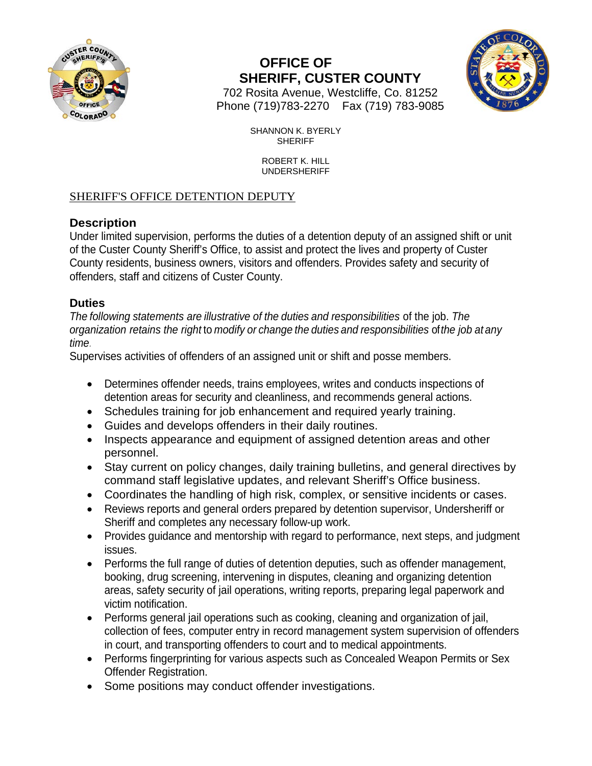# OFFICE OF SHERIFF, CUSTER COUNTY

702 Rosita Avenue, Westcliffe, Co. 81252
Phone (719)783-2270 Fax (719) 783-9085

SHANNON K. BYERLY
SHERIFF

ROBERT K. HILL
UNDERSHERIFF

## SHERIFF'S OFFICE DETENTION DEPUTY

### Description

Under limited supervision, performs the duties of a detention deputy of an assigned shift or unit of the Custer County Sheriff's Office, to assist and protect the lives and property of Custer County residents, business owners, visitors and offenders. Provides safety and security of offenders, staff and citizens of Custer County.

### Duties

*The following statements are illustrative of the duties and responsibilities* of the job. *The organization retains the right* to *modify or change the duties and responsibilities* of *the job at any time*.

Supervises activities of offenders of an assigned unit or shift and posse members.

- Determines offender needs, trains employees, writes and conducts inspections of detention areas for security and cleanliness, and recommends general actions.
- Schedules training for job enhancement and required yearly training.
- Guides and develops offenders in their daily routines.
- Inspects appearance and equipment of assigned detention areas and other personnel.
- Stay current on policy changes, daily training bulletins, and general directives by command staff legislative updates, and relevant Sheriff's Office business.
- Coordinates the handling of high risk, complex, or sensitive incidents or cases.
- Reviews reports and general orders prepared by detention supervisor, Undersheriff or Sheriff and completes any necessary follow-up work.
- Provides guidance and mentorship with regard to performance, next steps, and judgment issues.
- Performs the full range of duties of detention deputies, such as offender management, booking, drug screening, intervening in disputes, cleaning and organizing detention areas, safety security of jail operations, writing reports, preparing legal paperwork and victim notification.
- Performs general jail operations such as cooking, cleaning and organization of jail, collection of fees, computer entry in record management system supervision of offenders in court, and transporting offenders to court and to medical appointments.
- Performs fingerprinting for various aspects such as Concealed Weapon Permits or Sex Offender Registration.
- Some positions may conduct offender investigations.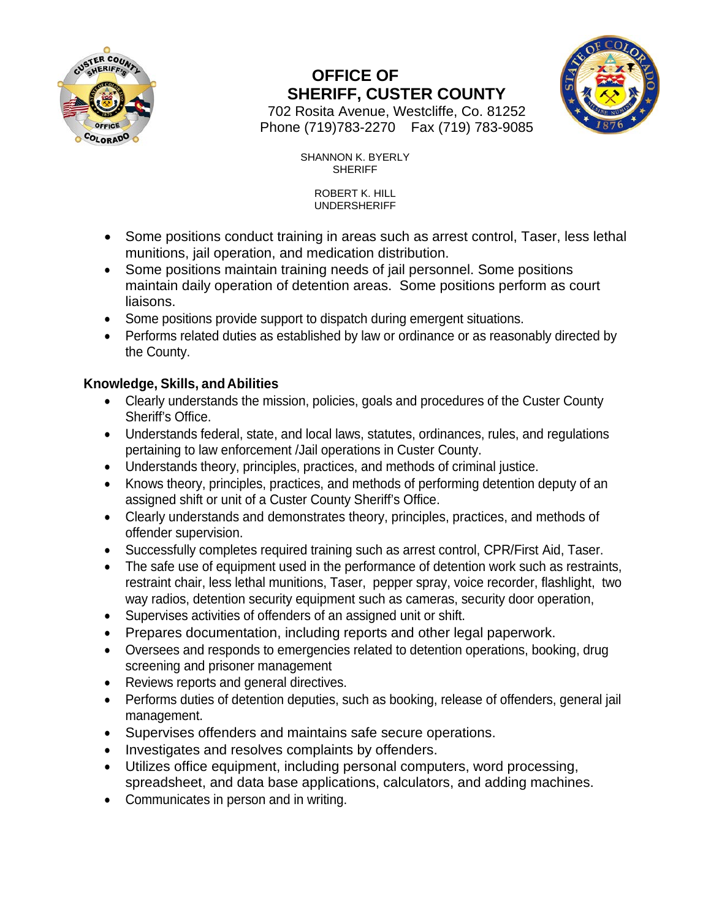**OFFICE OF SHERIFF, CUSTER COUNTY**
702 Rosita Avenue, Westcliffe, Co. 81252
Phone (719)783-2270 Fax (719) 783-9085

SHANNON K. BYERLY
SHERIFF

ROBERT K. HILL
UNDERSHERIFF

- Some positions conduct training in areas such as arrest control, Taser, less lethal munitions, jail operation, and medication distribution.
- Some positions maintain training needs of jail personnel. Some positions maintain daily operation of detention areas. Some positions perform as court liaisons.
- Some positions provide support to dispatch during emergent situations.
- Performs related duties as established by law or ordinance or as reasonably directed by the County.

**Knowledge, Skills, and Abilities**

- Clearly understands the mission, policies, goals and procedures of the Custer County Sheriff's Office.
- Understands federal, state, and local laws, statutes, ordinances, rules, and regulations pertaining to law enforcement /Jail operations in Custer County.
- Understands theory, principles, practices, and methods of criminal justice.
- Knows theory, principles, practices, and methods of performing detention deputy of an assigned shift or unit of a Custer County Sheriff's Office.
- Clearly understands and demonstrates theory, principles, practices, and methods of offender supervision.
- Successfully completes required training such as arrest control, CPR/First Aid, Taser.
- The safe use of equipment used in the performance of detention work such as restraints, restraint chair, less lethal munitions, Taser, pepper spray, voice recorder, flashlight, two way radios, detention security equipment such as cameras, security door operation,
- Supervises activities of offenders of an assigned unit or shift.
- Prepares documentation, including reports and other legal paperwork.
- Oversees and responds to emergencies related to detention operations, booking, drug screening and prisoner management
- Reviews reports and general directives.
- Performs duties of detention deputies, such as booking, release of offenders, general jail management.
- Supervises offenders and maintains safe secure operations.
- Investigates and resolves complaints by offenders.
- Utilizes office equipment, including personal computers, word processing, spreadsheet, and data base applications, calculators, and adding machines.
- Communicates in person and in writing.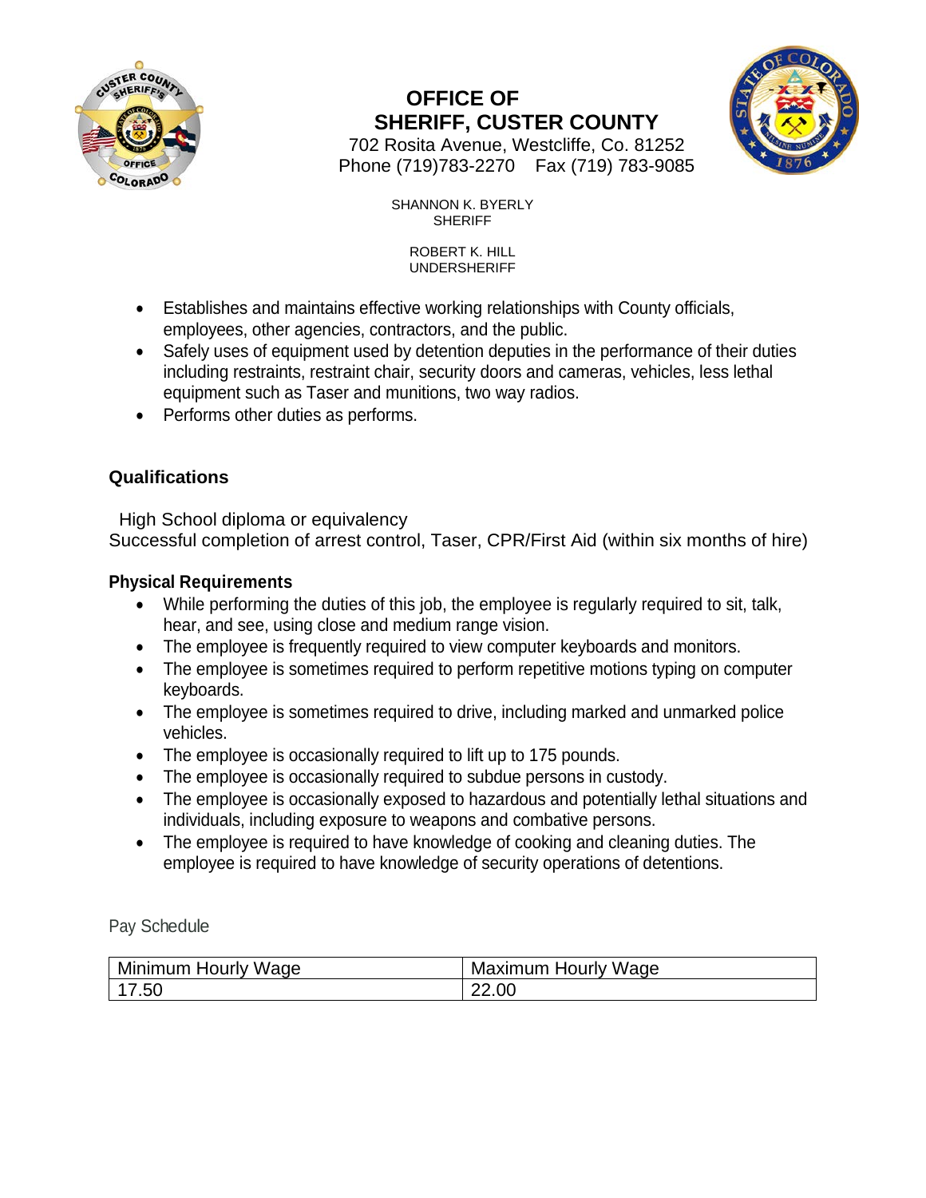# OFFICE OF SHERIFF, CUSTER COUNTY

702 Rosita Avenue, Westcliffe, Co. 81252
Phone (719)783-2270 Fax (719) 783-9085

SHANNON K. BYERLY
SHERIFF

ROBERT K. HILL
UNDERSHERIFF

- Establishes and maintains effective working relationships with County officials, employees, other agencies, contractors, and the public.
- Safely uses of equipment used by detention deputies in the performance of their duties including restraints, restraint chair, security doors and cameras, vehicles, less lethal equipment such as Taser and munitions, two way radios.
- Performs other duties as performs.

## Qualifications

High School diploma or equivalency
Successful completion of arrest control, Taser, CPR/First Aid (within six months of hire)

### Physical Requirements

- While performing the duties of this job, the employee is regularly required to sit, talk, hear, and see, using close and medium range vision.
- The employee is frequently required to view computer keyboards and monitors.
- The employee is sometimes required to perform repetitive motions typing on computer keyboards.
- The employee is sometimes required to drive, including marked and unmarked police vehicles.
- The employee is occasionally required to lift up to 175 pounds.
- The employee is occasionally required to subdue persons in custody.
- The employee is occasionally exposed to hazardous and potentially lethal situations and individuals, including exposure to weapons and combative persons.
- The employee is required to have knowledge of cooking and cleaning duties. The employee is required to have knowledge of security operations of detentions.

Pay Schedule

| Minimum Hourly Wage | Maximum Hourly Wage |
| --- | --- |
| 17.50 | 22.00 |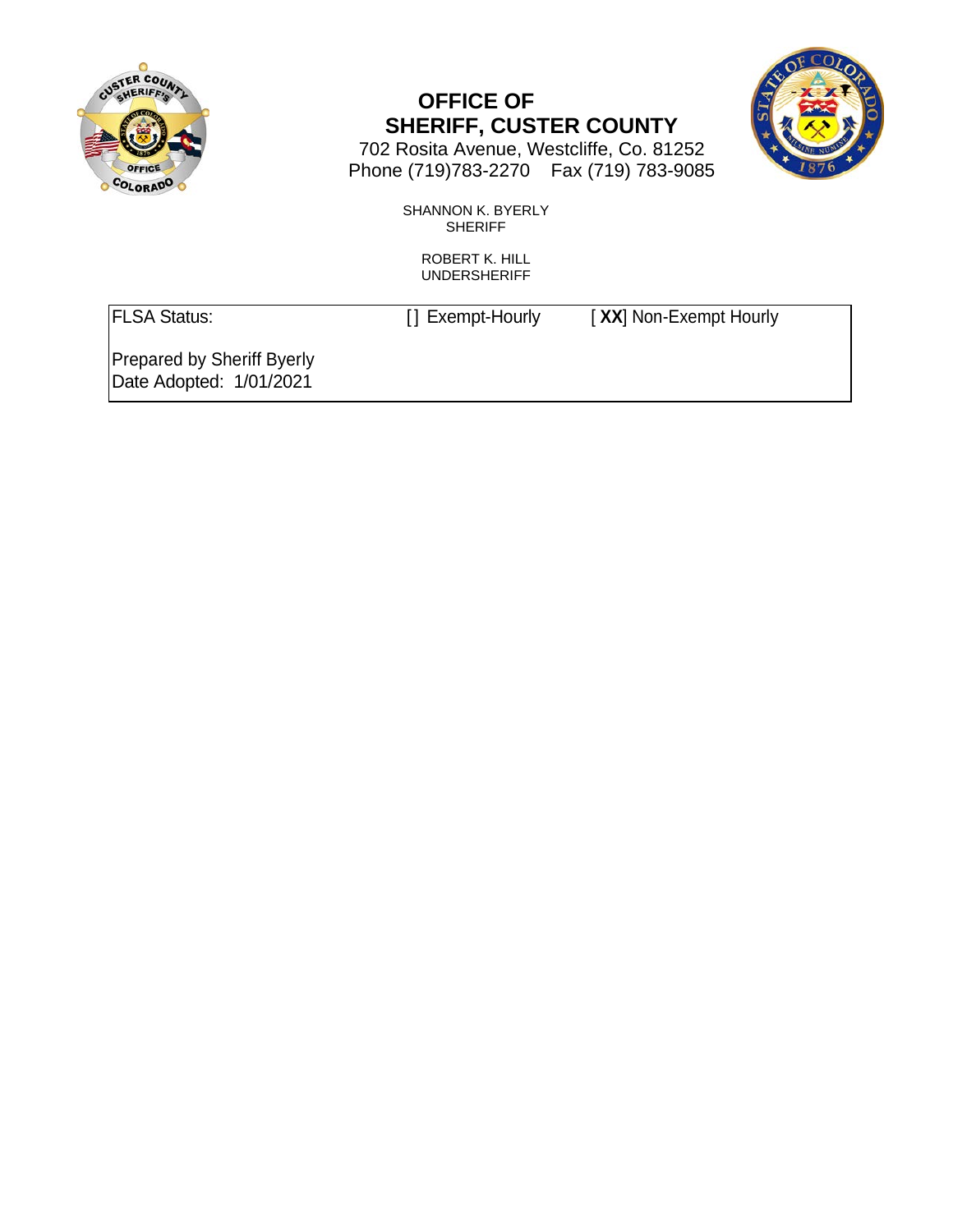**OFFICE OF**
**SHERIFF, CUSTER COUNTY**
702 Rosita Avenue, Westcliffe, Co. 81252
Phone (719)783-2270 Fax (719) 783-9085

SHANNON K. BYERLY
SHERIFF

ROBERT K. HILL
UNDERSHERIFF

| | | |
|---|---|---|
| FLSA Status: | [] Exempt-Hourly | [ **XX**] Non-Exempt Hourly |
| Prepared by Sheriff Byerly | | |
| Date Adopted: 1/01/2021 | | |